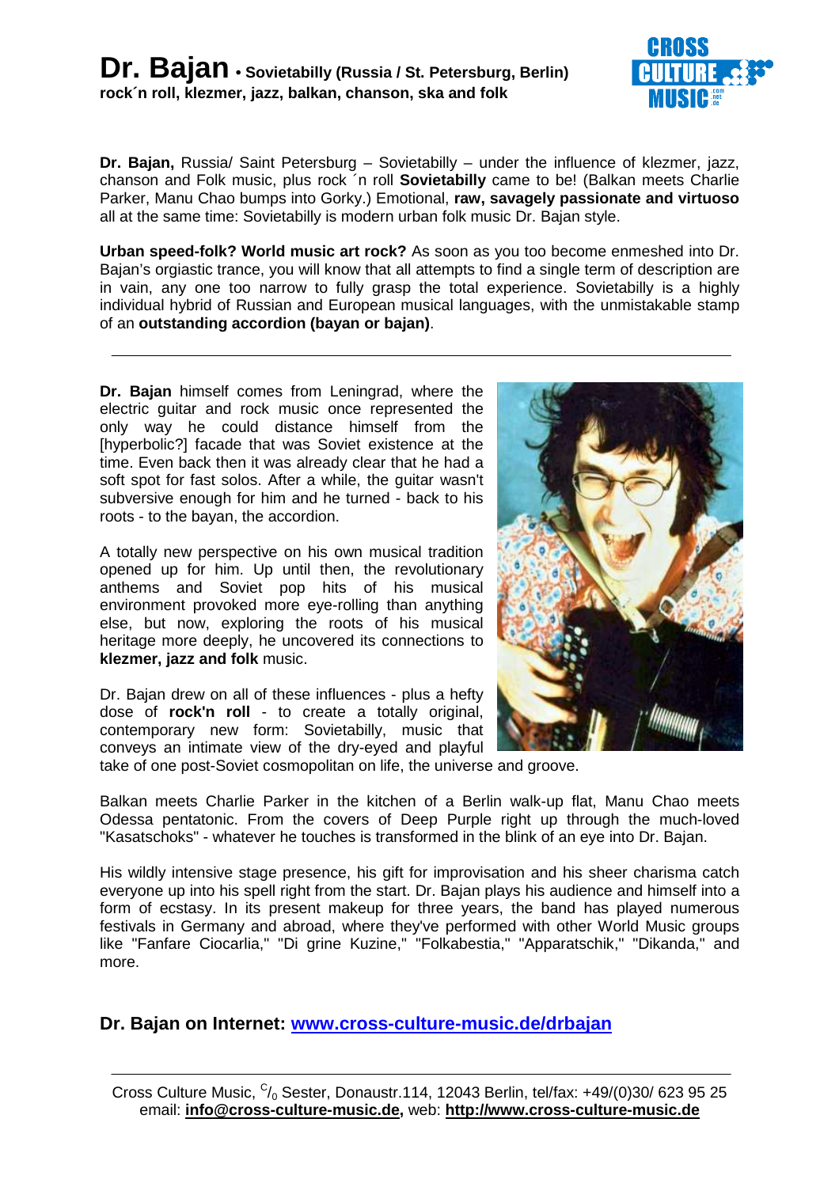# Dr. Bajan • Sovietabilly (Russia / St. Petersburg, Berlin)

**rock´n roll, klezmer, jazz, balkan, chanson, ska and folk**

**Dr. Bajan,** Russia/ Saint Petersburg – Sovietabilly – under the influence of klezmer, jazz, chanson and Folk music, plus rock ´n roll **Sovietabilly** came to be! (Balkan meets Charlie Parker, Manu Chao bumps into Gorky.) Emotional, **raw, savagely passionate and virtuoso** all at the same time: Sovietabilly is modern urban folk music Dr. Bajan style.

**Urban speed-folk? World music art rock?** As soon as you too become enmeshed into Dr. Bajan's orgiastic trance, you will know that all attempts to find a single term of description are in vain, any one too narrow to fully grasp the total experience. Sovietabilly is a highly individual hybrid of Russian and European musical languages, with the unmistakable stamp of an **outstanding accordion (bayan or bajan)**.

---

**Dr. Bajan** himself comes from Leningrad, where the electric guitar and rock music once represented the only way he could distance himself from the [hyperbolic?] facade that was Soviet existence at the time. Even back then it was already clear that he had a soft spot for fast solos. After a while, the guitar wasn't subversive enough for him and he turned - back to his roots - to the bayan, the accordion.

A totally new perspective on his own musical tradition opened up for him. Up until then, the revolutionary anthems and Soviet pop hits of his musical environment provoked more eye-rolling than anything else, but now, exploring the roots of his musical heritage more deeply, he uncovered its connections to **klezmer, jazz and folk** music.

Dr. Bajan drew on all of these influences - plus a hefty dose of **rock'n roll** - to create a totally original, contemporary new form: Sovietabilly, music that conveys an intimate view of the dry-eyed and playful take of one post-Soviet cosmopolitan on life, the universe and groove.

Balkan meets Charlie Parker in the kitchen of a Berlin walk-up flat, Manu Chao meets Odessa pentatonic. From the covers of Deep Purple right up through the much-loved "Kasatschoks" - whatever he touches is transformed in the blink of an eye into Dr. Bajan.

His wildly intensive stage presence, his gift for improvisation and his sheer charisma catch everyone up into his spell right from the start. Dr. Bajan plays his audience and himself into a form of ecstasy. In its present makeup for three years, the band has played numerous festivals in Germany and abroad, where they've performed with other World Music groups like "Fanfare Ciocarlia," "Di grine Kuzine," "Folkabestia," "Apparatschik," "Dikanda," and more.

## Dr. Bajan on Internet: [www.cross-culture-music.de/drbajan](www.cross-culture-music.de/drbajan)

---

Cross Culture Music, C/o Sester, Donaustr.114, 12043 Berlin, tel/fax: +49/(0)30/ 623 95 25
email: **info@cross-culture-music.de,** web: **http://www.cross-culture-music.de**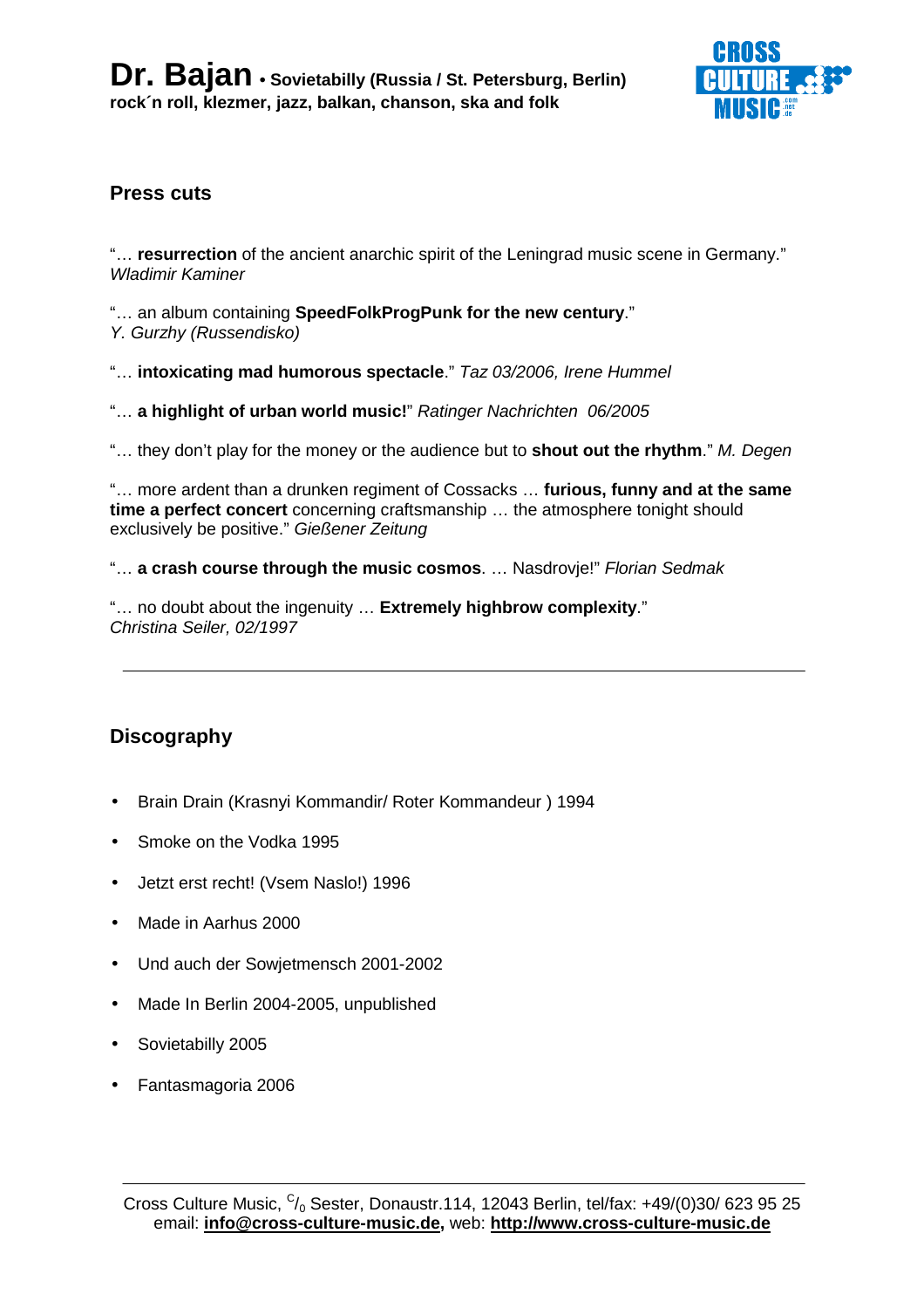# Dr. Bajan • Sovietabilly (Russia / St. Petersburg, Berlin)

**rock´n roll, klezmer, jazz, balkan, chanson, ska and folk**

## Press cuts

"… **resurrection** of the ancient anarchic spirit of the Leningrad music scene in Germany."
*Wladimir Kaminer*

"… an album containing **SpeedFolkProgPunk for the new century**."
*Y. Gurzhy (Russendisko)*

"… **intoxicating mad humorous spectacle**." *Taz 03/2006, Irene Hummel*

"… **a highlight of urban world music!**" *Ratinger Nachrichten 06/2005*

"… they don't play for the money or the audience but to **shout out the rhythm**." *M. Degen*

"… more ardent than a drunken regiment of Cossacks … **furious, funny and at the same time a perfect concert** concerning craftsmanship … the atmosphere tonight should exclusively be positive." *Gießener Zeitung*

"… **a crash course through the music cosmos**. … Nasdrovje!" *Florian Sedmak*

"… no doubt about the ingenuity … **Extremely highbrow complexity**."
*Christina Seiler, 02/1997*

---

## Discography

- Brain Drain (Krasnyi Kommandir/ Roter Kommandeur ) 1994
- Smoke on the Vodka 1995
- Jetzt erst recht! (Vsem Naslo!) 1996
- Made in Aarhus 2000
- Und auch der Sowjetmensch 2001-2002
- Made In Berlin 2004-2005, unpublished
- Sovietabilly 2005
- Fantasmagoria 2006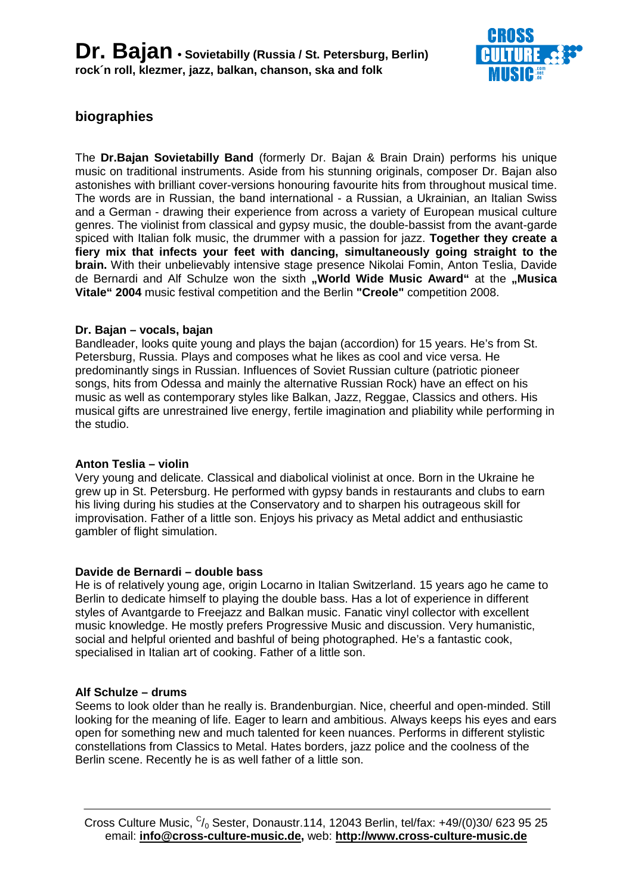# Dr. Bajan • Sovietabilly (Russia / St. Petersburg, Berlin)

**rock´n roll, klezmer, jazz, balkan, chanson, ska and folk**

## biographies

The **Dr.Bajan Sovietabilly Band** (formerly Dr. Bajan & Brain Drain) performs his unique music on traditional instruments. Aside from his stunning originals, composer Dr. Bajan also astonishes with brilliant cover-versions honouring favourite hits from throughout musical time. The words are in Russian, the band international - a Russian, a Ukrainian, an Italian Swiss and a German - drawing their experience from across a variety of European musical culture genres. The violinist from classical and gypsy music, the double-bassist from the avant-garde spiced with Italian folk music, the drummer with a passion for jazz. **Together they create a fiery mix that infects your feet with dancing, simultaneously going straight to the brain.** With their unbelievably intensive stage presence Nikolai Fomin, Anton Teslia, Davide de Bernardi and Alf Schulze won the sixth **„World Wide Music Award"** at the **„Musica Vitale" 2004** music festival competition and the Berlin **"Creole"** competition 2008.

**Dr. Bajan – vocals, bajan**

Bandleader, looks quite young and plays the bajan (accordion) for 15 years. He's from St. Petersburg, Russia. Plays and composes what he likes as cool and vice versa. He predominantly sings in Russian. Influences of Soviet Russian culture (patriotic pioneer songs, hits from Odessa and mainly the alternative Russian Rock) have an effect on his music as well as contemporary styles like Balkan, Jazz, Reggae, Classics and others. His musical gifts are unrestrained live energy, fertile imagination and pliability while performing in the studio.

**Anton Teslia – violin**

Very young and delicate. Classical and diabolical violinist at once. Born in the Ukraine he grew up in St. Petersburg. He performed with gypsy bands in restaurants and clubs to earn his living during his studies at the Conservatory and to sharpen his outrageous skill for improvisation. Father of a little son. Enjoys his privacy as Metal addict and enthusiastic gambler of flight simulation.

**Davide de Bernardi – double bass**

He is of relatively young age, origin Locarno in Italian Switzerland. 15 years ago he came to Berlin to dedicate himself to playing the double bass. Has a lot of experience in different styles of Avantgarde to Freejazz and Balkan music. Fanatic vinyl collector with excellent music knowledge. He mostly prefers Progressive Music and discussion. Very humanistic, social and helpful oriented and bashful of being photographed. He's a fantastic cook, specialised in Italian art of cooking. Father of a little son.

**Alf Schulze – drums**

Seems to look older than he really is. Brandenburgian. Nice, cheerful and open-minded. Still looking for the meaning of life. Eager to learn and ambitious. Always keeps his eyes and ears open for something new and much talented for keen nuances. Performs in different stylistic constellations from Classics to Metal. Hates borders, jazz police and the coolness of the Berlin scene. Recently he is as well father of a little son.

Cross Culture Music, c/o Sester, Donaustr.114, 12043 Berlin, tel/fax: +49/(0)30/ 623 95 25
email: **info@cross-culture-music.de,** web: **http://www.cross-culture-music.de**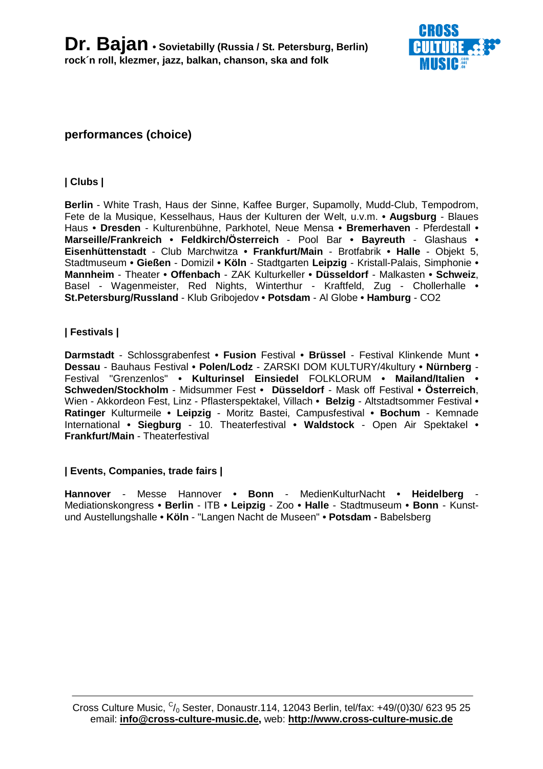# Dr. Bajan • Sovietabilly (Russia / St. Petersburg, Berlin)

**rock´n roll, klezmer, jazz, balkan, chanson, ska and folk**

## performances (choice)

### | Clubs |

**Berlin** - White Trash, Haus der Sinne, Kaffee Burger, Supamolly, Mudd-Club, Tempodrom, Fete de la Musique, Kesselhaus, Haus der Kulturen der Welt, u.v.m. • **Augsburg** - Blaues Haus • **Dresden** - Kulturenbühne, Parkhotel, Neue Mensa • **Bremerhaven** - Pferdestall • **Marseille/Frankreich** • **Feldkirch/Österreich** - Pool Bar • **Bayreuth** - Glashaus • **Eisenhüttenstadt** - Club Marchwitza • **Frankfurt/Main** - Brotfabrik • **Halle** - Objekt 5, Stadtmuseum • **Gießen** - Domizil • **Köln** - Stadtgarten **Leipzig** - Kristall-Palais, Simphonie • **Mannheim** - Theater • **Offenbach** - ZAK Kulturkeller • **Düsseldorf** - Malkasten • **Schweiz**, Basel - Wagenmeister, Red Nights, Winterthur - Kraftfeld, Zug - Chollerhalle • **St.Petersburg/Russland** - Klub Gribojedov • **Potsdam** - Al Globe • **Hamburg** - CO2

### | Festivals |

**Darmstadt** - Schlossgrabenfest • **Fusion** Festival • **Brüssel** - Festival Klinkende Munt • **Dessau** - Bauhaus Festival • **Polen/Lodz** - ZARSKI DOM KULTURY/4kultury • **Nürnberg** - Festival "Grenzenlos" • **Kulturinsel Einsiedel** FOLKLORUM • **Mailand/Italien** • **Schweden/Stockholm** - Midsummer Fest • **Düsseldorf** - Mask off Festival • **Österreich**, Wien - Akkordeon Fest, Linz - Pflasterspektakel, Villach • **Belzig** - Altstadtsommer Festival • **Ratinger** Kulturmeile • **Leipzig** - Moritz Bastei, Campusfestival • **Bochum** - Kemnade International • **Siegburg** - 10. Theaterfestival • **Waldstock** - Open Air Spektakel • **Frankfurt/Main** - Theaterfestival

### | Events, Companies, trade fairs |

**Hannover** - Messe Hannover • **Bonn** - MedienKulturNacht • **Heidelberg** - Mediationskongress • **Berlin** - ITB • **Leipzig** - Zoo • **Halle** - Stadtmuseum • **Bonn** - Kunst- und Austellungshalle • **Köln** - "Langen Nacht de Museen" • **Potsdam -** Babelsberg

Cross Culture Music, c/o Sester, Donaustr.114, 12043 Berlin, tel/fax: +49/(0)30/ 623 95 25
email: **info@cross-culture-music.de,** web: **http://www.cross-culture-music.de**